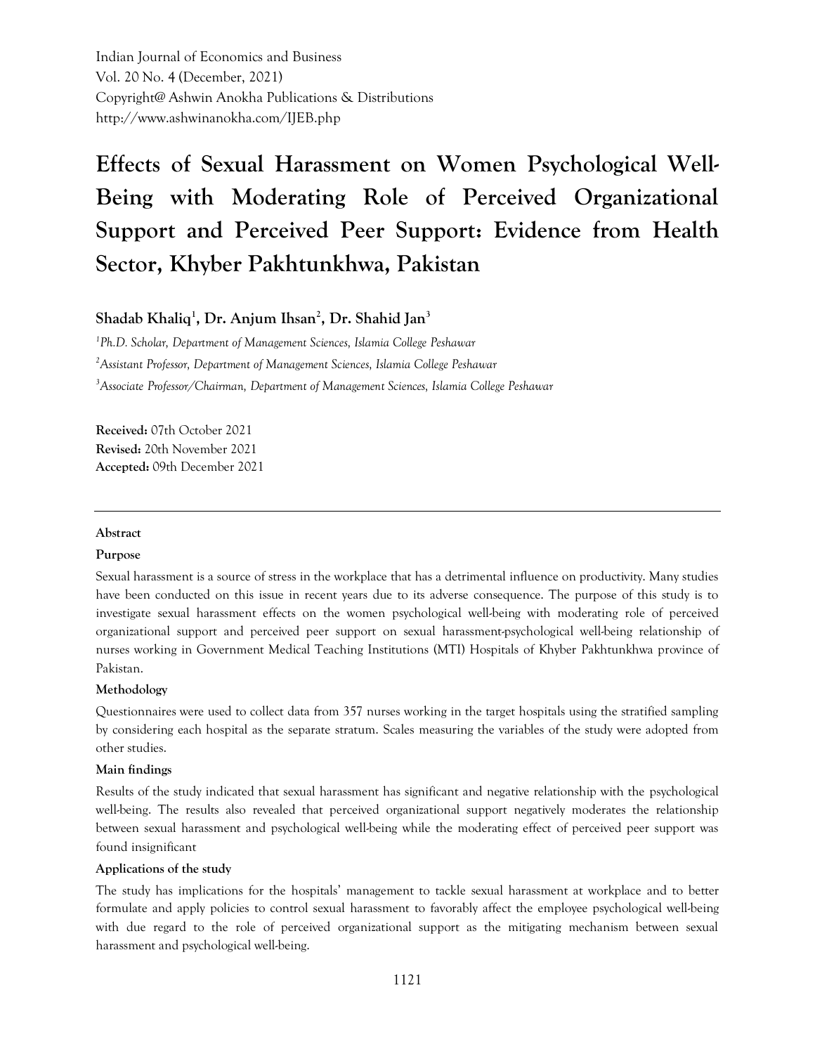Indian Journal of Economics and Business
Vol. 20 No. 4 (December, 2021)
Copyright@ Ashwin Anokha Publications & Distributions
http://www.ashwinanokha.com/IJEB.php

# Effects of Sexual Harassment on Women Psychological Well-Being with Moderating Role of Perceived Organizational Support and Perceived Peer Support: Evidence from Health Sector, Khyber Pakhtunkhwa, Pakistan

**Shadab Khaliq[1], Dr. Anjum Ihsan[2], Dr. Shahid Jan[3]**

[1] *Ph.D. Scholar, Department of Management Sciences, Islamia College Peshawar*

[2] *Assistant Professor, Department of Management Sciences, Islamia College Peshawar*

[3] *Associate Professor/Chairman, Department of Management Sciences, Islamia College Peshawar*

**Received:** 07th October 2021
**Revised:** 20th November 2021
**Accepted:** 09th December 2021

---

**Abstract**

**Purpose**

Sexual harassment is a source of stress in the workplace that has a detrimental influence on productivity. Many studies have been conducted on this issue in recent years due to its adverse consequence. The purpose of this study is to investigate sexual harassment effects on the women psychological well-being with moderating role of perceived organizational support and perceived peer support on sexual harassment-psychological well-being relationship of nurses working in Government Medical Teaching Institutions (MTI) Hospitals of Khyber Pakhtunkhwa province of Pakistan.

**Methodology**

Questionnaires were used to collect data from 357 nurses working in the target hospitals using the stratified sampling by considering each hospital as the separate stratum. Scales measuring the variables of the study were adopted from other studies.

**Main findings**

Results of the study indicated that sexual harassment has significant and negative relationship with the psychological well-being. The results also revealed that perceived organizational support negatively moderates the relationship between sexual harassment and psychological well-being while the moderating effect of perceived peer support was found insignificant

**Applications of the study**

The study has implications for the hospitals' management to tackle sexual harassment at workplace and to better formulate and apply policies to control sexual harassment to favorably affect the employee psychological well-being with due regard to the role of perceived organizational support as the mitigating mechanism between sexual harassment and psychological well-being.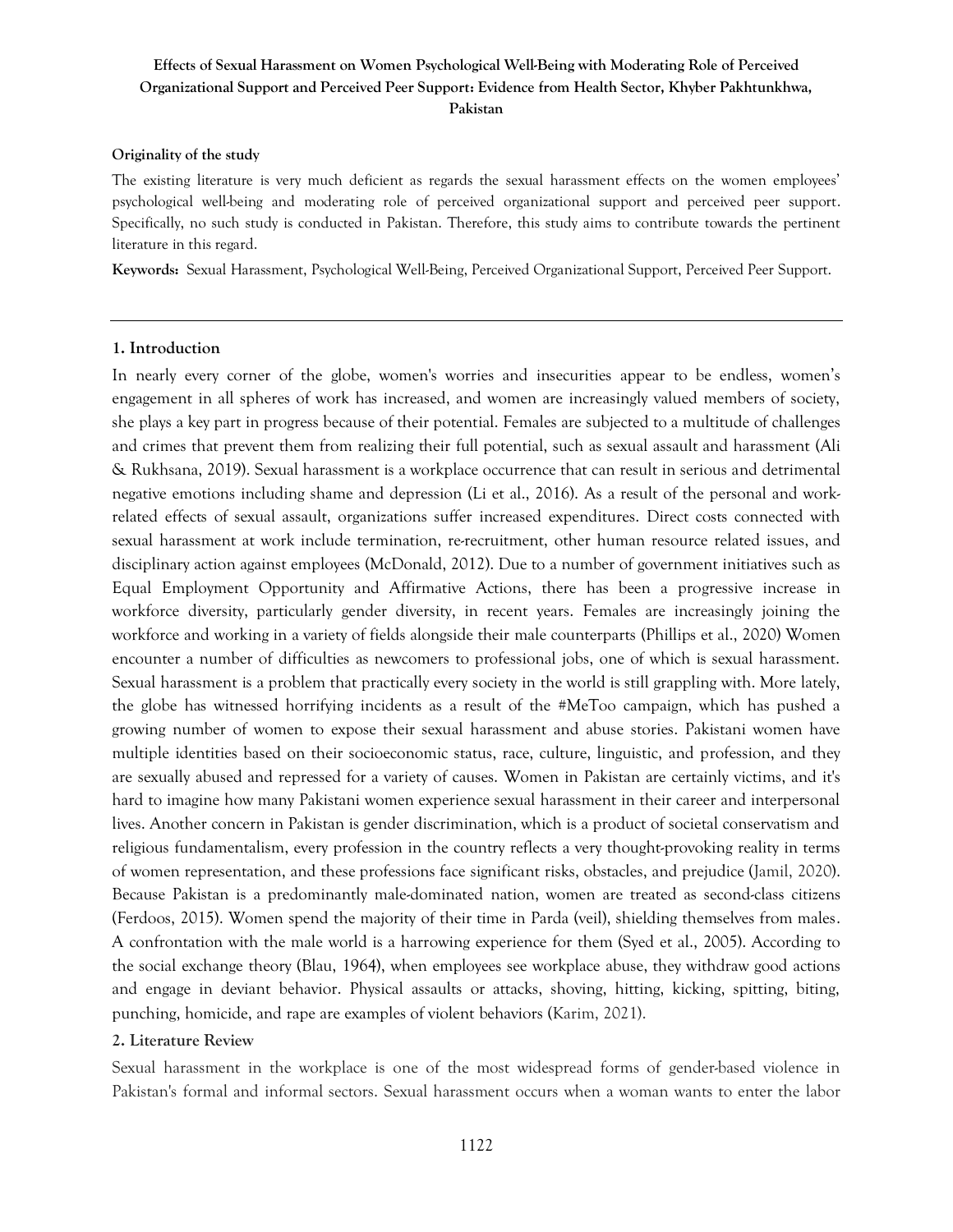**Effects of Sexual Harassment on Women Psychological Well-Being with Moderating Role of Perceived Organizational Support and Perceived Peer Support: Evidence from Health Sector, Khyber Pakhtunkhwa, Pakistan**

**Originality of the study**

The existing literature is very much deficient as regards the sexual harassment effects on the women employees' psychological well-being and moderating role of perceived organizational support and perceived peer support. Specifically, no such study is conducted in Pakistan. Therefore, this study aims to contribute towards the pertinent literature in this regard.

**Keywords:** Sexual Harassment, Psychological Well-Being, Perceived Organizational Support, Perceived Peer Support.

---

## 1. Introduction

In nearly every corner of the globe, women's worries and insecurities appear to be endless, women's engagement in all spheres of work has increased, and women are increasingly valued members of society, she plays a key part in progress because of their potential. Females are subjected to a multitude of challenges and crimes that prevent them from realizing their full potential, such as sexual assault and harassment (Ali & Rukhsana, 2019). Sexual harassment is a workplace occurrence that can result in serious and detrimental negative emotions including shame and depression (Li et al., 2016). As a result of the personal and work-related effects of sexual assault, organizations suffer increased expenditures. Direct costs connected with sexual harassment at work include termination, re-recruitment, other human resource related issues, and disciplinary action against employees (McDonald, 2012). Due to a number of government initiatives such as Equal Employment Opportunity and Affirmative Actions, there has been a progressive increase in workforce diversity, particularly gender diversity, in recent years. Females are increasingly joining the workforce and working in a variety of fields alongside their male counterparts (Phillips et al., 2020) Women encounter a number of difficulties as newcomers to professional jobs, one of which is sexual harassment. Sexual harassment is a problem that practically every society in the world is still grappling with. More lately, the globe has witnessed horrifying incidents as a result of the #MeToo campaign, which has pushed a growing number of women to expose their sexual harassment and abuse stories. Pakistani women have multiple identities based on their socioeconomic status, race, culture, linguistic, and profession, and they are sexually abused and repressed for a variety of causes. Women in Pakistan are certainly victims, and it's hard to imagine how many Pakistani women experience sexual harassment in their career and interpersonal lives. Another concern in Pakistan is gender discrimination, which is a product of societal conservatism and religious fundamentalism, every profession in the country reflects a very thought-provoking reality in terms of women representation, and these professions face significant risks, obstacles, and prejudice (Jamil, 2020). Because Pakistan is a predominantly male-dominated nation, women are treated as second-class citizens (Ferdoos, 2015). Women spend the majority of their time in Parda (veil), shielding themselves from males. A confrontation with the male world is a harrowing experience for them (Syed et al., 2005). According to the social exchange theory (Blau, 1964), when employees see workplace abuse, they withdraw good actions and engage in deviant behavior. Physical assaults or attacks, shoving, hitting, kicking, spitting, biting, punching, homicide, and rape are examples of violent behaviors (Karim, 2021).

## 2. Literature Review

Sexual harassment in the workplace is one of the most widespread forms of gender-based violence in Pakistan's formal and informal sectors. Sexual harassment occurs when a woman wants to enter the labor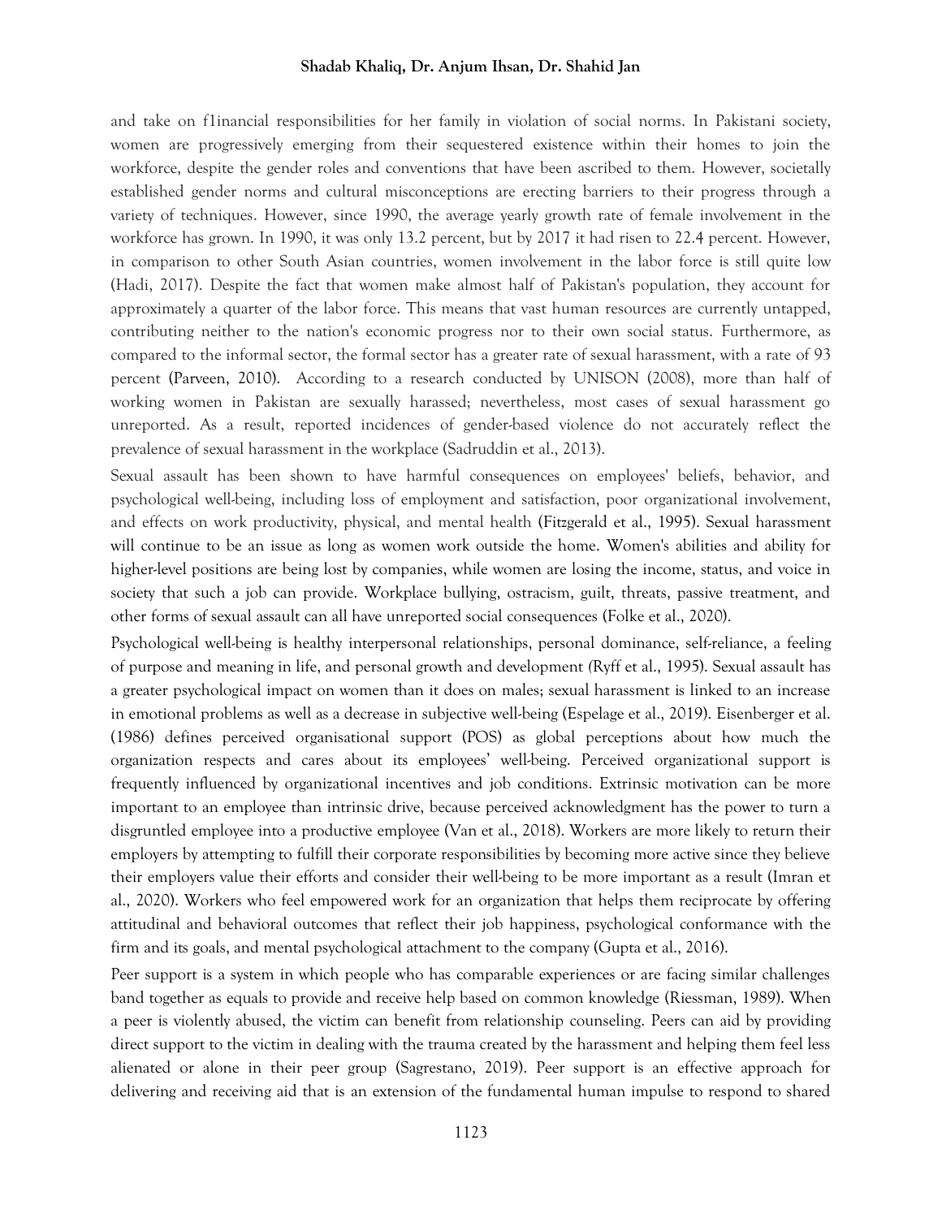and take on f1inancial responsibilities for her family in violation of social norms. In Pakistani society, women are progressively emerging from their sequestered existence within their homes to join the workforce, despite the gender roles and conventions that have been ascribed to them. However, societally established gender norms and cultural misconceptions are erecting barriers to their progress through a variety of techniques. However, since 1990, the average yearly growth rate of female involvement in the workforce has grown. In 1990, it was only 13.2 percent, but by 2017 it had risen to 22.4 percent. However, in comparison to other South Asian countries, women involvement in the labor force is still quite low (Hadi, 2017). Despite the fact that women make almost half of Pakistan's population, they account for approximately a quarter of the labor force. This means that vast human resources are currently untapped, contributing neither to the nation's economic progress nor to their own social status. Furthermore, as compared to the informal sector, the formal sector has a greater rate of sexual harassment, with a rate of 93 percent (Parveen, 2010). According to a research conducted by UNISON (2008), more than half of working women in Pakistan are sexually harassed; nevertheless, most cases of sexual harassment go unreported. As a result, reported incidences of gender-based violence do not accurately reflect the prevalence of sexual harassment in the workplace (Sadruddin et al., 2013).

Sexual assault has been shown to have harmful consequences on employees' beliefs, behavior, and psychological well-being, including loss of employment and satisfaction, poor organizational involvement, and effects on work productivity, physical, and mental health (Fitzgerald et al., 1995). Sexual harassment will continue to be an issue as long as women work outside the home. Women's abilities and ability for higher-level positions are being lost by companies, while women are losing the income, status, and voice in society that such a job can provide. Workplace bullying, ostracism, guilt, threats, passive treatment, and other forms of sexual assault can all have unreported social consequences (Folke et al., 2020).

Psychological well-being is healthy interpersonal relationships, personal dominance, self-reliance, a feeling of purpose and meaning in life, and personal growth and development (Ryff et al., 1995). Sexual assault has a greater psychological impact on women than it does on males; sexual harassment is linked to an increase in emotional problems as well as a decrease in subjective well-being (Espelage et al., 2019). Eisenberger et al. (1986) defines perceived organisational support (POS) as global perceptions about how much the organization respects and cares about its employees' well-being. Perceived organizational support is frequently influenced by organizational incentives and job conditions. Extrinsic motivation can be more important to an employee than intrinsic drive, because perceived acknowledgment has the power to turn a disgruntled employee into a productive employee (Van et al., 2018). Workers are more likely to return their employers by attempting to fulfill their corporate responsibilities by becoming more active since they believe their employers value their efforts and consider their well-being to be more important as a result (Imran et al., 2020). Workers who feel empowered work for an organization that helps them reciprocate by offering attitudinal and behavioral outcomes that reflect their job happiness, psychological conformance with the firm and its goals, and mental psychological attachment to the company (Gupta et al., 2016).

Peer support is a system in which people who has comparable experiences or are facing similar challenges band together as equals to provide and receive help based on common knowledge (Riessman, 1989). When a peer is violently abused, the victim can benefit from relationship counseling. Peers can aid by providing direct support to the victim in dealing with the trauma created by the harassment and helping them feel less alienated or alone in their peer group (Sagrestano, 2019). Peer support is an effective approach for delivering and receiving aid that is an extension of the fundamental human impulse to respond to shared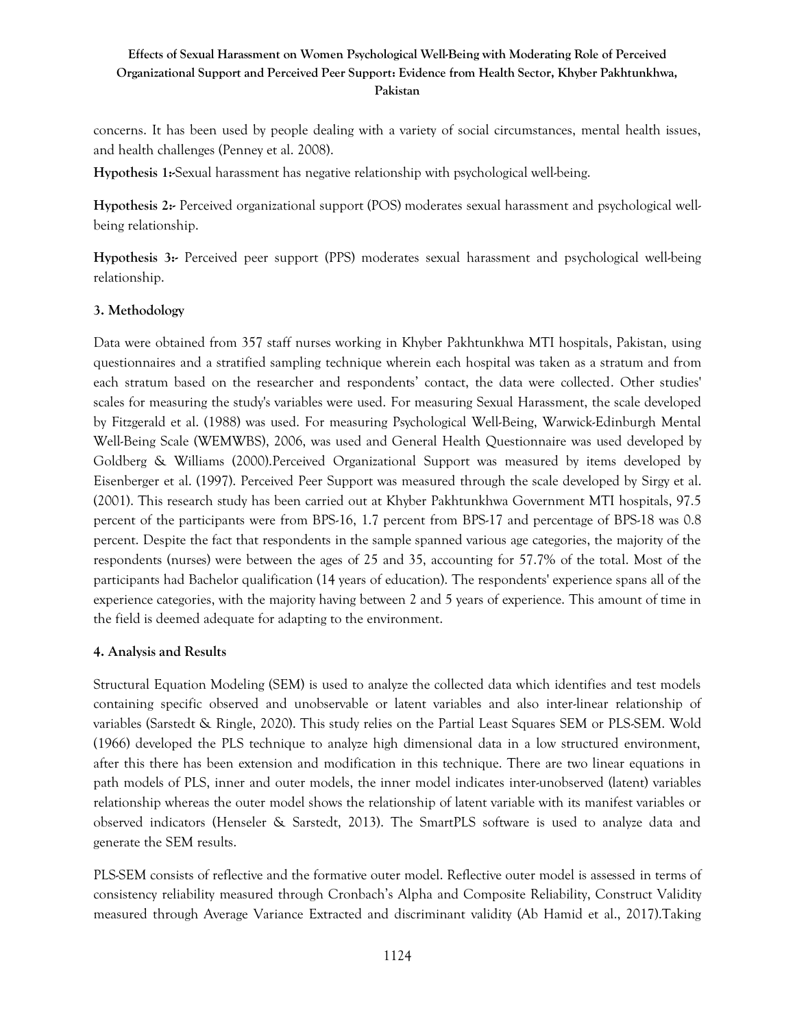concerns. It has been used by people dealing with a variety of social circumstances, mental health issues, and health challenges (Penney et al. 2008).

**Hypothesis 1:-**Sexual harassment has negative relationship with psychological well-being.

**Hypothesis 2:-** Perceived organizational support (POS) moderates sexual harassment and psychological well-being relationship.

**Hypothesis 3:-** Perceived peer support (PPS) moderates sexual harassment and psychological well-being relationship.

## 3. Methodology

Data were obtained from 357 staff nurses working in Khyber Pakhtunkhwa MTI hospitals, Pakistan, using questionnaires and a stratified sampling technique wherein each hospital was taken as a stratum and from each stratum based on the researcher and respondents' contact, the data were collected. Other studies' scales for measuring the study's variables were used. For measuring Sexual Harassment, the scale developed by Fitzgerald et al. (1988) was used. For measuring Psychological Well-Being, Warwick-Edinburgh Mental Well-Being Scale (WEMWBS), 2006, was used and General Health Questionnaire was used developed by Goldberg & Williams (2000).Perceived Organizational Support was measured by items developed by Eisenberger et al. (1997). Perceived Peer Support was measured through the scale developed by Sirgy et al. (2001). This research study has been carried out at Khyber Pakhtunkhwa Government MTI hospitals, 97.5 percent of the participants were from BPS-16, 1.7 percent from BPS-17 and percentage of BPS-18 was 0.8 percent. Despite the fact that respondents in the sample spanned various age categories, the majority of the respondents (nurses) were between the ages of 25 and 35, accounting for 57.7% of the total. Most of the participants had Bachelor qualification (14 years of education). The respondents' experience spans all of the experience categories, with the majority having between 2 and 5 years of experience. This amount of time in the field is deemed adequate for adapting to the environment.

## 4. Analysis and Results

Structural Equation Modeling (SEM) is used to analyze the collected data which identifies and test models containing specific observed and unobservable or latent variables and also inter-linear relationship of variables (Sarstedt & Ringle, 2020). This study relies on the Partial Least Squares SEM or PLS-SEM. Wold (1966) developed the PLS technique to analyze high dimensional data in a low structured environment, after this there has been extension and modification in this technique. There are two linear equations in path models of PLS, inner and outer models, the inner model indicates inter-unobserved (latent) variables relationship whereas the outer model shows the relationship of latent variable with its manifest variables or observed indicators (Henseler & Sarstedt, 2013). The SmartPLS software is used to analyze data and generate the SEM results.

PLS-SEM consists of reflective and the formative outer model. Reflective outer model is assessed in terms of consistency reliability measured through Cronbach's Alpha and Composite Reliability, Construct Validity measured through Average Variance Extracted and discriminant validity (Ab Hamid et al., 2017).Taking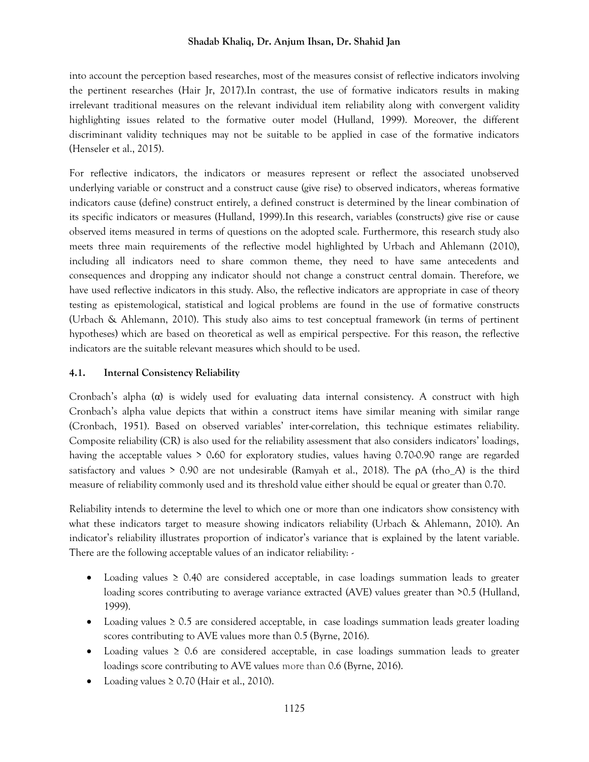into account the perception based researches, most of the measures consist of reflective indicators involving the pertinent researches (Hair Jr, 2017).In contrast, the use of formative indicators results in making irrelevant traditional measures on the relevant individual item reliability along with convergent validity highlighting issues related to the formative outer model (Hulland, 1999). Moreover, the different discriminant validity techniques may not be suitable to be applied in case of the formative indicators (Henseler et al., 2015).

For reflective indicators, the indicators or measures represent or reflect the associated unobserved underlying variable or construct and a construct cause (give rise) to observed indicators, whereas formative indicators cause (define) construct entirely, a defined construct is determined by the linear combination of its specific indicators or measures (Hulland, 1999).In this research, variables (constructs) give rise or cause observed items measured in terms of questions on the adopted scale. Furthermore, this research study also meets three main requirements of the reflective model highlighted by Urbach and Ahlemann (2010), including all indicators need to share common theme, they need to have same antecedents and consequences and dropping any indicator should not change a construct central domain. Therefore, we have used reflective indicators in this study. Also, the reflective indicators are appropriate in case of theory testing as epistemological, statistical and logical problems are found in the use of formative constructs (Urbach & Ahlemann, 2010). This study also aims to test conceptual framework (in terms of pertinent hypotheses) which are based on theoretical as well as empirical perspective. For this reason, the reflective indicators are the suitable relevant measures which should to be used.

### 4.1. Internal Consistency Reliability

Cronbach's alpha (α) is widely used for evaluating data internal consistency. A construct with high Cronbach's alpha value depicts that within a construct items have similar meaning with similar range (Cronbach, 1951). Based on observed variables' inter-correlation, this technique estimates reliability. Composite reliability (CR) is also used for the reliability assessment that also considers indicators' loadings, having the acceptable values > 0.60 for exploratory studies, values having 0.70-0.90 range are regarded satisfactory and values > 0.90 are not undesirable (Ramyah et al., 2018). The ρA (rho_A) is the third measure of reliability commonly used and its threshold value either should be equal or greater than 0.70.

Reliability intends to determine the level to which one or more than one indicators show consistency with what these indicators target to measure showing indicators reliability (Urbach & Ahlemann, 2010). An indicator's reliability illustrates proportion of indicator's variance that is explained by the latent variable. There are the following acceptable values of an indicator reliability: -

- Loading values ≥ 0.40 are considered acceptable, in case loadings summation leads to greater loading scores contributing to average variance extracted (AVE) values greater than >0.5 (Hulland, 1999).
- Loading values ≥ 0.5 are considered acceptable, in case loadings summation leads greater loading scores contributing to AVE values more than 0.5 (Byrne, 2016).
- Loading values ≥ 0.6 are considered acceptable, in case loadings summation leads to greater loadings score contributing to AVE values more than 0.6 (Byrne, 2016).
- Loading values ≥ 0.70 (Hair et al., 2010).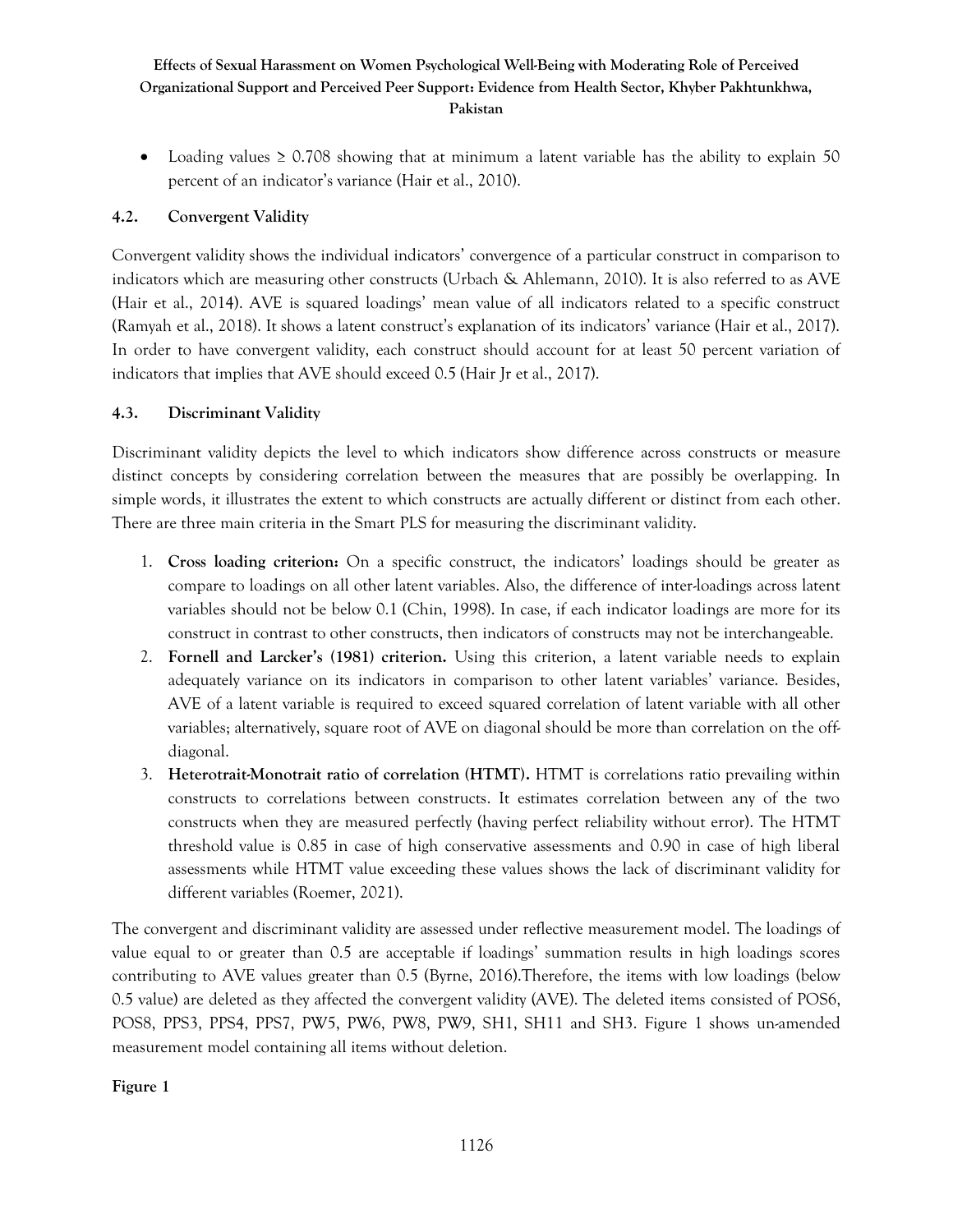- Loading values ≥ 0.708 showing that at minimum a latent variable has the ability to explain 50 percent of an indicator's variance (Hair et al., 2010).

### 4.2. Convergent Validity

Convergent validity shows the individual indicators' convergence of a particular construct in comparison to indicators which are measuring other constructs (Urbach & Ahlemann, 2010). It is also referred to as AVE (Hair et al., 2014). AVE is squared loadings' mean value of all indicators related to a specific construct (Ramyah et al., 2018). It shows a latent construct's explanation of its indicators' variance (Hair et al., 2017). In order to have convergent validity, each construct should account for at least 50 percent variation of indicators that implies that AVE should exceed 0.5 (Hair Jr et al., 2017).

### 4.3. Discriminant Validity

Discriminant validity depicts the level to which indicators show difference across constructs or measure distinct concepts by considering correlation between the measures that are possibly be overlapping. In simple words, it illustrates the extent to which constructs are actually different or distinct from each other. There are three main criteria in the Smart PLS for measuring the discriminant validity.

1. **Cross loading criterion:** On a specific construct, the indicators' loadings should be greater as compare to loadings on all other latent variables. Also, the difference of inter-loadings across latent variables should not be below 0.1 (Chin, 1998). In case, if each indicator loadings are more for its construct in contrast to other constructs, then indicators of constructs may not be interchangeable.
2. **Fornell and Larcker's (1981) criterion.** Using this criterion, a latent variable needs to explain adequately variance on its indicators in comparison to other latent variables' variance. Besides, AVE of a latent variable is required to exceed squared correlation of latent variable with all other variables; alternatively, square root of AVE on diagonal should be more than correlation on the off-diagonal.
3. **Heterotrait-Monotrait ratio of correlation (HTMT).** HTMT is correlations ratio prevailing within constructs to correlations between constructs. It estimates correlation between any of the two constructs when they are measured perfectly (having perfect reliability without error). The HTMT threshold value is 0.85 in case of high conservative assessments and 0.90 in case of high liberal assessments while HTMT value exceeding these values shows the lack of discriminant validity for different variables (Roemer, 2021).

The convergent and discriminant validity are assessed under reflective measurement model. The loadings of value equal to or greater than 0.5 are acceptable if loadings' summation results in high loadings scores contributing to AVE values greater than 0.5 (Byrne, 2016).Therefore, the items with low loadings (below 0.5 value) are deleted as they affected the convergent validity (AVE). The deleted items consisted of POS6, POS8, PPS3, PPS4, PPS7, PW5, PW6, PW8, PW9, SH1, SH11 and SH3. Figure 1 shows un-amended measurement model containing all items without deletion.

**Figure 1**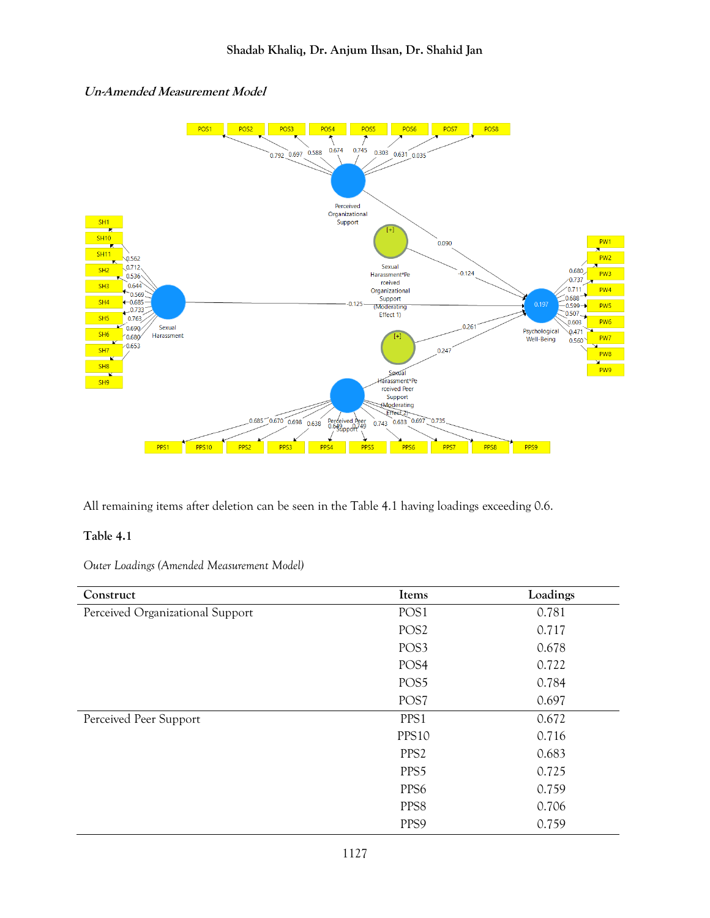*Un-Amended Measurement Model*

All remaining items after deletion can be seen in the Table 4.1 having loadings exceeding 0.6.

**Table 4.1**

*Outer Loadings (Amended Measurement Model)*

| Construct | Items | Loadings |
|---|---|---|
| Perceived Organizational Support | POS1 | 0.781 |
| | POS2 | 0.717 |
| | POS3 | 0.678 |
| | POS4 | 0.722 |
| | POS5 | 0.784 |
| | POS7 | 0.697 |
| Perceived Peer Support | PPS1 | 0.672 |
| | PPS10 | 0.716 |
| | PPS2 | 0.683 |
| | PPS5 | 0.725 |
| | PPS6 | 0.759 |
| | PPS8 | 0.706 |
| | PPS9 | 0.759 |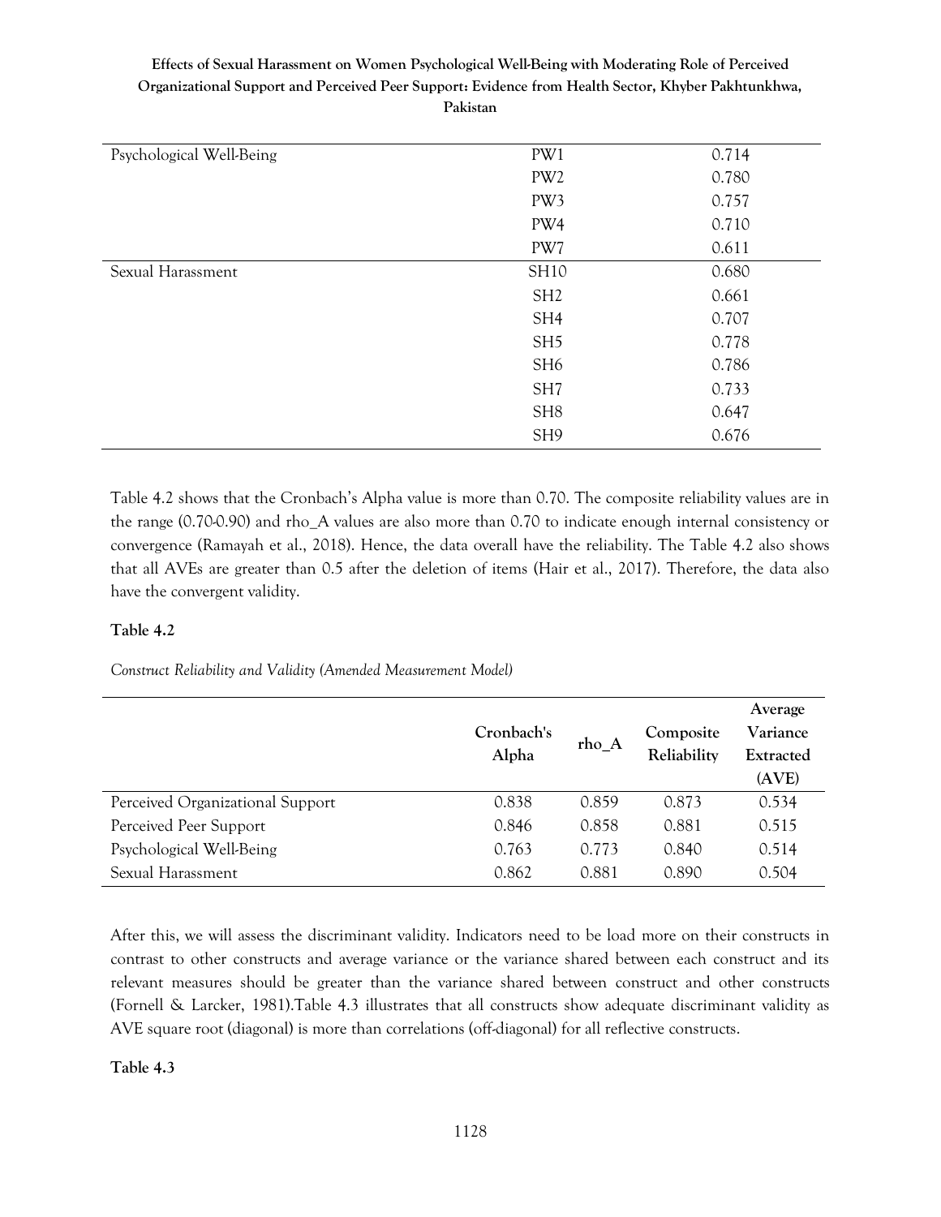| | | |
|---|---|---|
| Psychological Well-Being | PW1 | 0.714 |
| | PW2 | 0.780 |
| | PW3 | 0.757 |
| | PW4 | 0.710 |
| | PW7 | 0.611 |
| Sexual Harassment | SH10 | 0.680 |
| | SH2 | 0.661 |
| | SH4 | 0.707 |
| | SH5 | 0.778 |
| | SH6 | 0.786 |
| | SH7 | 0.733 |
| | SH8 | 0.647 |
| | SH9 | 0.676 |

Table 4.2 shows that the Cronbach's Alpha value is more than 0.70. The composite reliability values are in the range (0.70-0.90) and rho_A values are also more than 0.70 to indicate enough internal consistency or convergence (Ramayah et al., 2018). Hence, the data overall have the reliability. The Table 4.2 also shows that all AVEs are greater than 0.5 after the deletion of items (Hair et al., 2017). Therefore, the data also have the convergent validity.

**Table 4.2**

*Construct Reliability and Validity (Amended Measurement Model)*

| | Cronbach's Alpha | rho_A | Composite Reliability | Average Variance Extracted (AVE) |
|---|---|---|---|---|
| Perceived Organizational Support | 0.838 | 0.859 | 0.873 | 0.534 |
| Perceived Peer Support | 0.846 | 0.858 | 0.881 | 0.515 |
| Psychological Well-Being | 0.763 | 0.773 | 0.840 | 0.514 |
| Sexual Harassment | 0.862 | 0.881 | 0.890 | 0.504 |

After this, we will assess the discriminant validity. Indicators need to be load more on their constructs in contrast to other constructs and average variance or the variance shared between each construct and its relevant measures should be greater than the variance shared between construct and other constructs (Fornell & Larcker, 1981).Table 4.3 illustrates that all constructs show adequate discriminant validity as AVE square root (diagonal) is more than correlations (off-diagonal) for all reflective constructs.

**Table 4.3**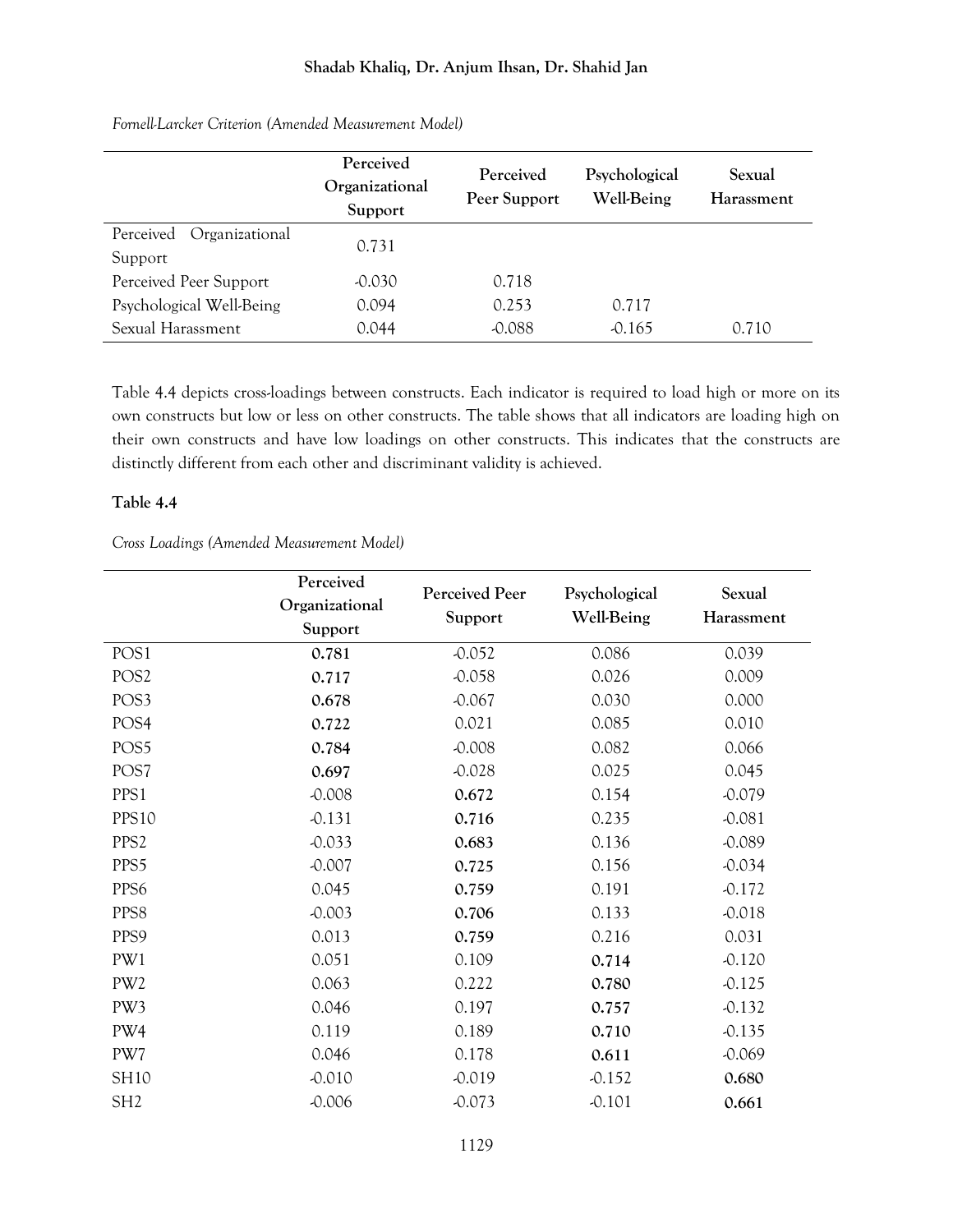*Fornell-Larcker Criterion (Amended Measurement Model)*

| | Perceived Organizational Support | Perceived Peer Support | Psychological Well-Being | Sexual Harassment |
|---|---|---|---|---|
| Perceived Organizational Support | 0.731 | | | |
| Perceived Peer Support | -0.030 | 0.718 | | |
| Psychological Well-Being | 0.094 | 0.253 | 0.717 | |
| Sexual Harassment | 0.044 | -0.088 | -0.165 | 0.710 |

Table 4.4 depicts cross-loadings between constructs. Each indicator is required to load high or more on its own constructs but low or less on other constructs. The table shows that all indicators are loading high on their own constructs and have low loadings on other constructs. This indicates that the constructs are distinctly different from each other and discriminant validity is achieved.

**Table 4.4**

*Cross Loadings (Amended Measurement Model)*

| | Perceived Organizational Support | Perceived Peer Support | Psychological Well-Being | Sexual Harassment |
|---|---|---|---|---|
| POS1 | **0.781** | -0.052 | 0.086 | 0.039 |
| POS2 | **0.717** | -0.058 | 0.026 | 0.009 |
| POS3 | **0.678** | -0.067 | 0.030 | 0.000 |
| POS4 | **0.722** | 0.021 | 0.085 | 0.010 |
| POS5 | **0.784** | -0.008 | 0.082 | 0.066 |
| POS7 | **0.697** | -0.028 | 0.025 | 0.045 |
| PPS1 | -0.008 | **0.672** | 0.154 | -0.079 |
| PPS10 | -0.131 | **0.716** | 0.235 | -0.081 |
| PPS2 | -0.033 | **0.683** | 0.136 | -0.089 |
| PPS5 | -0.007 | **0.725** | 0.156 | -0.034 |
| PPS6 | 0.045 | **0.759** | 0.191 | -0.172 |
| PPS8 | -0.003 | **0.706** | 0.133 | -0.018 |
| PPS9 | 0.013 | **0.759** | 0.216 | 0.031 |
| PW1 | 0.051 | 0.109 | **0.714** | -0.120 |
| PW2 | 0.063 | 0.222 | **0.780** | -0.125 |
| PW3 | 0.046 | 0.197 | **0.757** | -0.132 |
| PW4 | 0.119 | 0.189 | **0.710** | -0.135 |
| PW7 | 0.046 | 0.178 | **0.611** | -0.069 |
| SH10 | -0.010 | -0.019 | -0.152 | **0.680** |
| SH2 | -0.006 | -0.073 | -0.101 | **0.661** |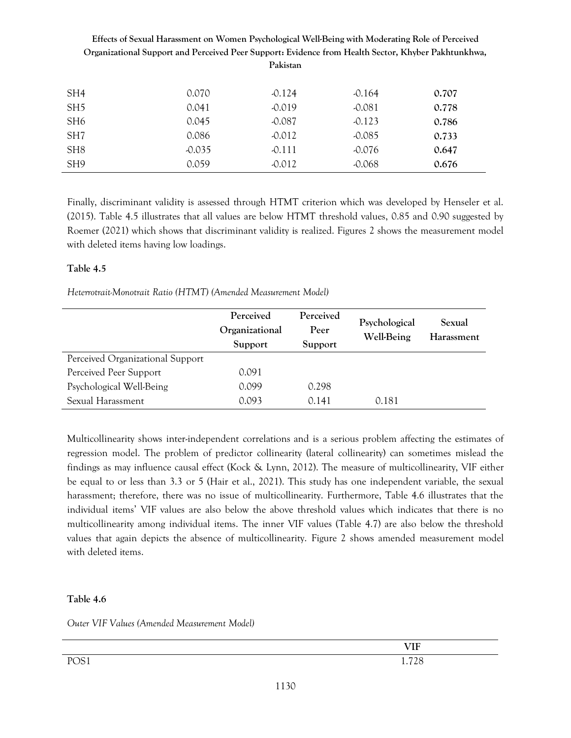| | | | | |
|---|---|---|---|---|
| SH4 | 0.070 | -0.124 | -0.164 | **0.707** |
| SH5 | 0.041 | -0.019 | -0.081 | **0.778** |
| SH6 | 0.045 | -0.087 | -0.123 | **0.786** |
| SH7 | 0.086 | -0.012 | -0.085 | **0.733** |
| SH8 | -0.035 | -0.111 | -0.076 | **0.647** |
| SH9 | 0.059 | -0.012 | -0.068 | **0.676** |

Finally, discriminant validity is assessed through HTMT criterion which was developed by Henseler et al. (2015). Table 4.5 illustrates that all values are below HTMT threshold values, 0.85 and 0.90 suggested by Roemer (2021) which shows that discriminant validity is realized. Figures 2 shows the measurement model with deleted items having low loadings.

**Table 4.5**

*Heterrotrait-Monotrait Ratio (HTMT) (Amended Measurement Model)*

| | Perceived Organizational Support | Perceived Peer Support | Psychological Well-Being | Sexual Harassment |
|---|---|---|---|---|
| Perceived Organizational Support | | | | |
| Perceived Peer Support | 0.091 | | | |
| Psychological Well-Being | 0.099 | 0.298 | | |
| Sexual Harassment | 0.093 | 0.141 | 0.181 | |

Multicollinearity shows inter-independent correlations and is a serious problem affecting the estimates of regression model. The problem of predictor collinearity (lateral collinearity) can sometimes mislead the findings as may influence causal effect (Kock & Lynn, 2012). The measure of multicollinearity, VIF either be equal to or less than 3.3 or 5 (Hair et al., 2021). This study has one independent variable, the sexual harassment; therefore, there was no issue of multicollinearity. Furthermore, Table 4.6 illustrates that the individual items' VIF values are also below the above threshold values which indicates that there is no multicollinearity among individual items. The inner VIF values (Table 4.7) are also below the threshold values that again depicts the absence of multicollinearity. Figure 2 shows amended measurement model with deleted items.

**Table 4.6**

*Outer VIF Values (Amended Measurement Model)*

| | VIF |
|---|---|
| POS1 | 1.728 |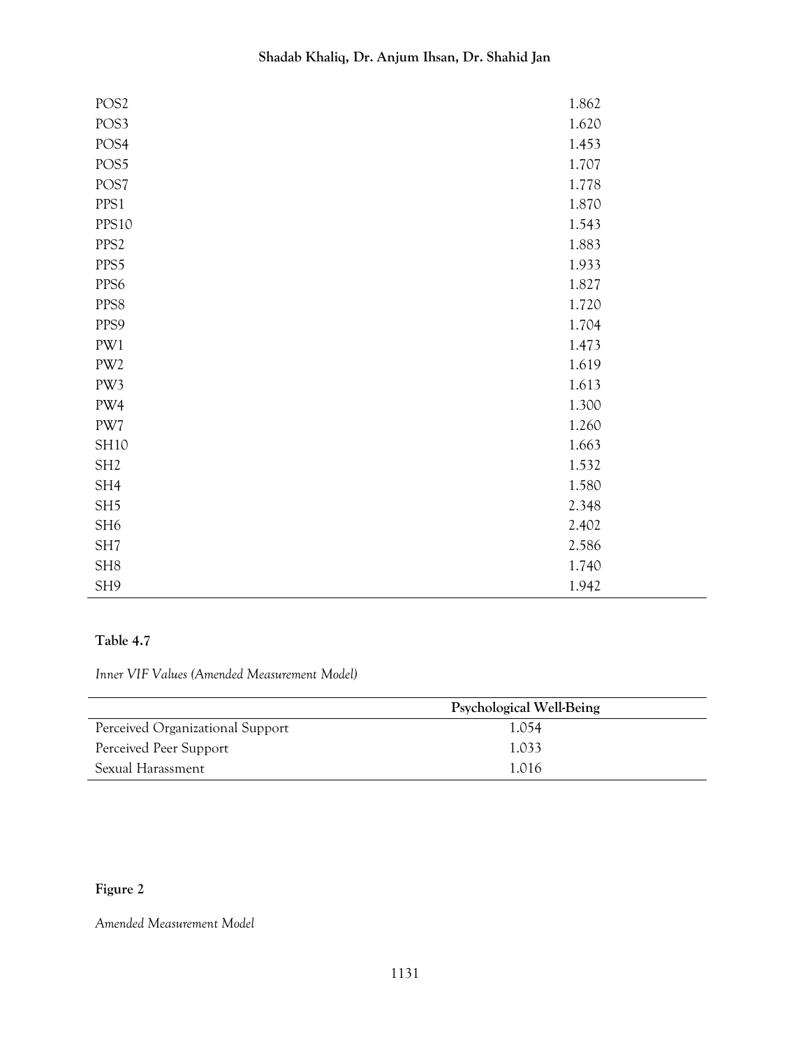| | |
|---|---|
| POS2 | 1.862 |
| POS3 | 1.620 |
| POS4 | 1.453 |
| POS5 | 1.707 |
| POS7 | 1.778 |
| PPS1 | 1.870 |
| PPS10 | 1.543 |
| PPS2 | 1.883 |
| PPS5 | 1.933 |
| PPS6 | 1.827 |
| PPS8 | 1.720 |
| PPS9 | 1.704 |
| PW1 | 1.473 |
| PW2 | 1.619 |
| PW3 | 1.613 |
| PW4 | 1.300 |
| PW7 | 1.260 |
| SH10 | 1.663 |
| SH2 | 1.532 |
| SH4 | 1.580 |
| SH5 | 2.348 |
| SH6 | 2.402 |
| SH7 | 2.586 |
| SH8 | 1.740 |
| SH9 | 1.942 |

**Table 4.7**

*Inner VIF Values (Amended Measurement Model)*

| | Psychological Well-Being |
|---|---|
| Perceived Organizational Support | 1.054 |
| Perceived Peer Support | 1.033 |
| Sexual Harassment | 1.016 |

**Figure 2**

*Amended Measurement Model*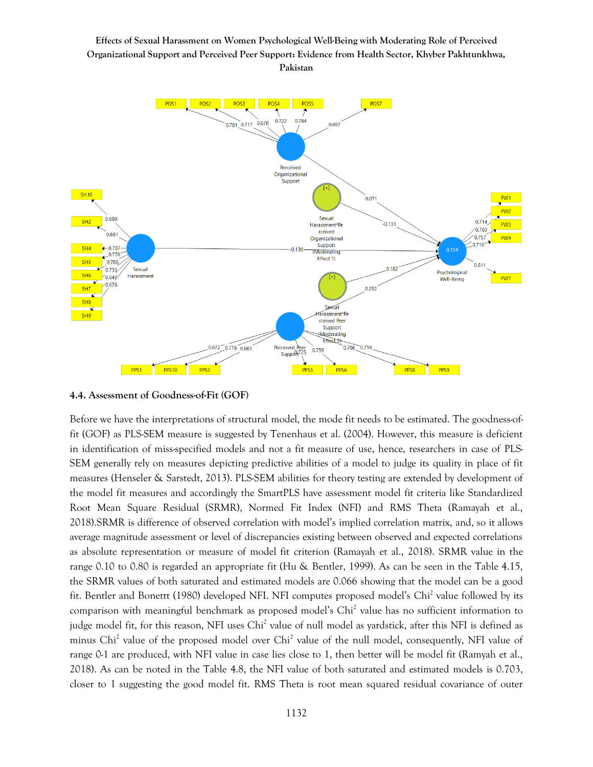### 4.4. Assessment of Goodness-of-Fit (GOF)

Before we have the interpretations of structural model, the mode fit needs to be estimated. The goodness-of-fit (GOF) as PLS-SEM measure is suggested by Tenenhaus et al. (2004). However, this measure is deficient in identification of miss-specified models and not a fit measure of use, hence, researchers in case of PLS-SEM generally rely on measures depicting predictive abilities of a model to judge its quality in place of fit measures (Henseler & Sarstedt, 2013). PLS-SEM abilities for theory testing are extended by development of the model fit measures and accordingly the SmartPLS have assessment model fit criteria like Standardized Root Mean Square Residual (SRMR), Normed Fit Index (NFI) and RMS Theta (Ramayah et al., 2018).SRMR is difference of observed correlation with model's implied correlation matrix, and, so it allows average magnitude assessment or level of discrepancies existing between observed and expected correlations as absolute representation or measure of model fit criterion (Ramayah et al., 2018). SRMR value in the range 0.10 to 0.80 is regarded an appropriate fit (Hu & Bentler, 1999). As can be seen in the Table 4.15, the SRMR values of both saturated and estimated models are 0.066 showing that the model can be a good fit. Bentler and Bonettt (1980) developed NFI. NFI computes proposed model's $Chi^2$ value followed by its comparison with meaningful benchmark as proposed model's $Chi^2$ value has no sufficient information to judge model fit, for this reason, NFI uses $Chi^2$ value of null model as yardstick, after this NFI is defined as minus $Chi^2$ value of the proposed model over $Chi^2$ value of the null model, consequently, NFI value of range 0-1 are produced, with NFI value in case lies close to 1, then better will be model fit (Ramyah et al., 2018). As can be noted in the Table 4.8, the NFI value of both saturated and estimated models is 0.703, closer to 1 suggesting the good model fit. RMS Theta is root mean squared residual covariance of outer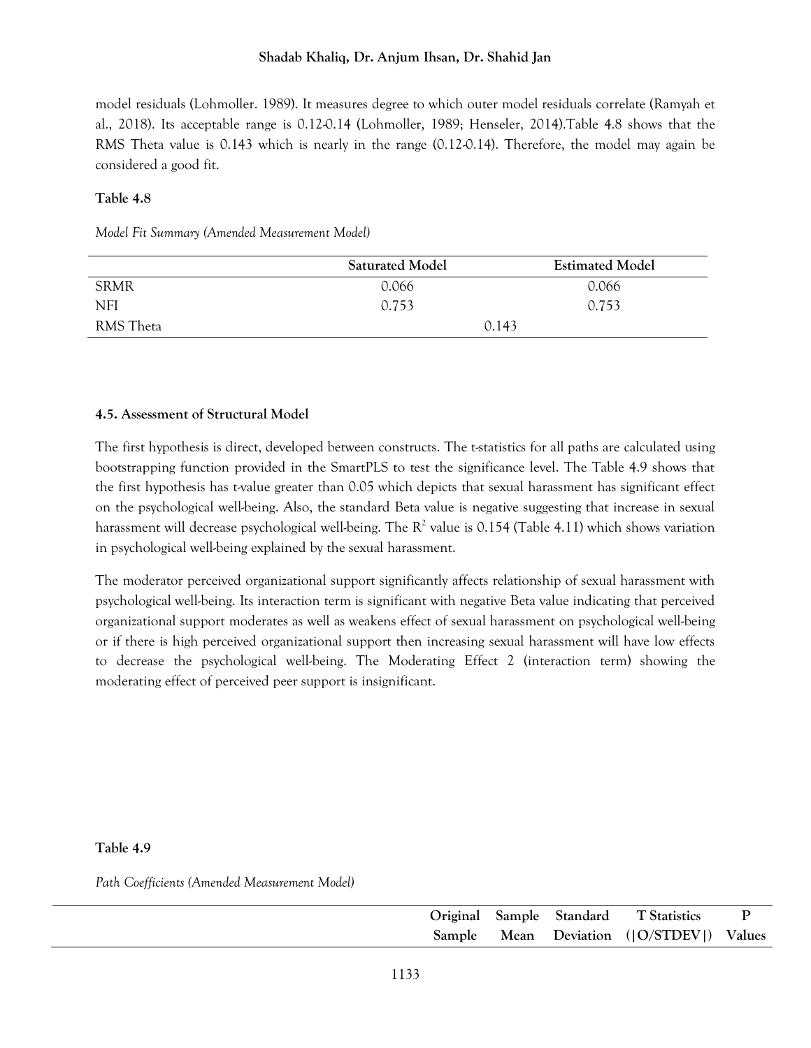model residuals (Lohmoller. 1989). It measures degree to which outer model residuals correlate (Ramyah et al., 2018). Its acceptable range is 0.12-0.14 (Lohmoller, 1989; Henseler, 2014).Table 4.8 shows that the RMS Theta value is 0.143 which is nearly in the range (0.12-0.14). Therefore, the model may again be considered a good fit.

**Table 4.8**

*Model Fit Summary (Amended Measurement Model)*

| | Saturated Model | Estimated Model |
|---|---|---|
| SRMR | 0.066 | 0.066 |
| NFI | 0.753 | 0.753 |
| RMS Theta | 0.143 | |

**4.5. Assessment of Structural Model**

The first hypothesis is direct, developed between constructs. The t-statistics for all paths are calculated using bootstrapping function provided in the SmartPLS to test the significance level. The Table 4.9 shows that the first hypothesis has t-value greater than 0.05 which depicts that sexual harassment has significant effect on the psychological well-being. Also, the standard Beta value is negative suggesting that increase in sexual harassment will decrease psychological well-being. The $R^2$ value is 0.154 (Table 4.11) which shows variation in psychological well-being explained by the sexual harassment.

The moderator perceived organizational support significantly affects relationship of sexual harassment with psychological well-being. Its interaction term is significant with negative Beta value indicating that perceived organizational support moderates as well as weakens effect of sexual harassment on psychological well-being or if there is high perceived organizational support then increasing sexual harassment will have low effects to decrease the psychological well-being. The Moderating Effect 2 (interaction term) showing the moderating effect of perceived peer support is insignificant.

**Table 4.9**

*Path Coefficients (Amended Measurement Model)*

| | Original Sample | Sample Mean | Standard Deviation | T Statistics (\|O/STDEV\|) | P Values |
|---|---|---|---|---|---|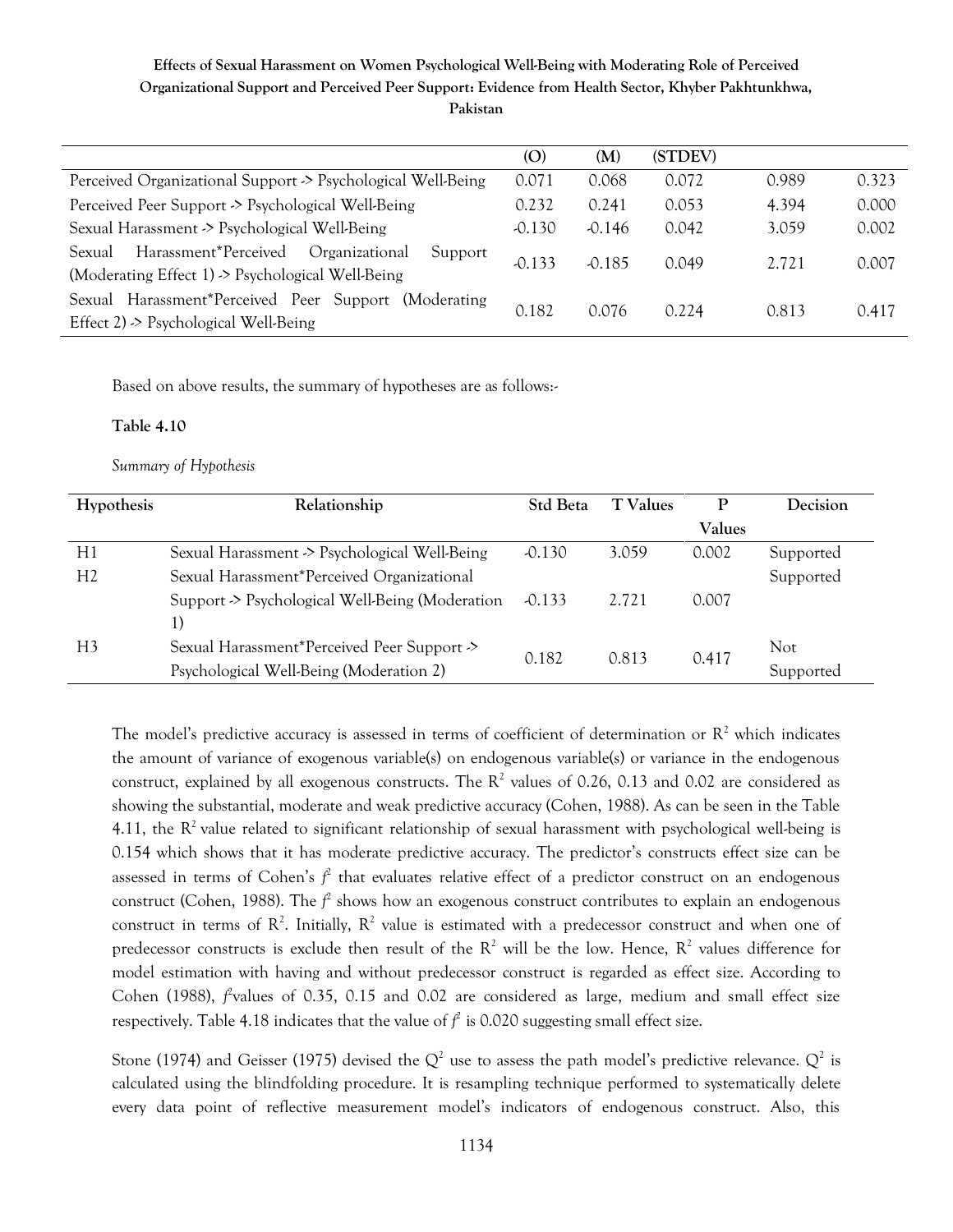| | (O) | (M) | (STDEV) | | |
|---|---|---|---|---|---|
| Perceived Organizational Support -> Psychological Well-Being | 0.071 | 0.068 | 0.072 | 0.989 | 0.323 |
| Perceived Peer Support -> Psychological Well-Being | 0.232 | 0.241 | 0.053 | 4.394 | 0.000 |
| Sexual Harassment -> Psychological Well-Being | -0.130 | -0.146 | 0.042 | 3.059 | 0.002 |
| Sexual Harassment*Perceived Organizational Support (Moderating Effect 1) -> Psychological Well-Being | -0.133 | -0.185 | 0.049 | 2.721 | 0.007 |
| Sexual Harassment*Perceived Peer Support (Moderating Effect 2) -> Psychological Well-Being | 0.182 | 0.076 | 0.224 | 0.813 | 0.417 |

Based on above results, the summary of hypotheses are as follows:-

**Table 4.10**

*Summary of Hypothesis*

| Hypothesis | Relationship | Std Beta | T Values | P Values | Decision |
|---|---|---|---|---|---|
| H1 | Sexual Harassment -> Psychological Well-Being | -0.130 | 3.059 | 0.002 | Supported |
| H2 | Sexual Harassment*Perceived Organizational Support -> Psychological Well-Being (Moderation 1) | -0.133 | 2.721 | 0.007 | Supported |
| H3 | Sexual Harassment*Perceived Peer Support -> Psychological Well-Being (Moderation 2) | 0.182 | 0.813 | 0.417 | Not Supported |

The model's predictive accuracy is assessed in terms of coefficient of determination or $R^2$ which indicates the amount of variance of exogenous variable(s) on endogenous variable(s) or variance in the endogenous construct, explained by all exogenous constructs. The $R^2$ values of 0.26, 0.13 and 0.02 are considered as showing the substantial, moderate and weak predictive accuracy (Cohen, 1988). As can be seen in the Table 4.11, the $R^2$ value related to significant relationship of sexual harassment with psychological well-being is 0.154 which shows that it has moderate predictive accuracy. The predictor's constructs effect size can be assessed in terms of Cohen's $f^2$ that evaluates relative effect of a predictor construct on an endogenous construct (Cohen, 1988). The $f^2$ shows how an exogenous construct contributes to explain an endogenous construct in terms of $R^2$. Initially, $R^2$ value is estimated with a predecessor construct and when one of predecessor constructs is exclude then result of the $R^2$ will be the low. Hence, $R^2$ values difference for model estimation with having and without predecessor construct is regarded as effect size. According to Cohen (1988), $f^2$values of 0.35, 0.15 and 0.02 are considered as large, medium and small effect size respectively. Table 4.18 indicates that the value of $f^2$ is 0.020 suggesting small effect size.

Stone (1974) and Geisser (1975) devised the $Q^2$ use to assess the path model's predictive relevance. $Q^2$ is calculated using the blindfolding procedure. It is resampling technique performed to systematically delete every data point of reflective measurement model's indicators of endogenous construct. Also, this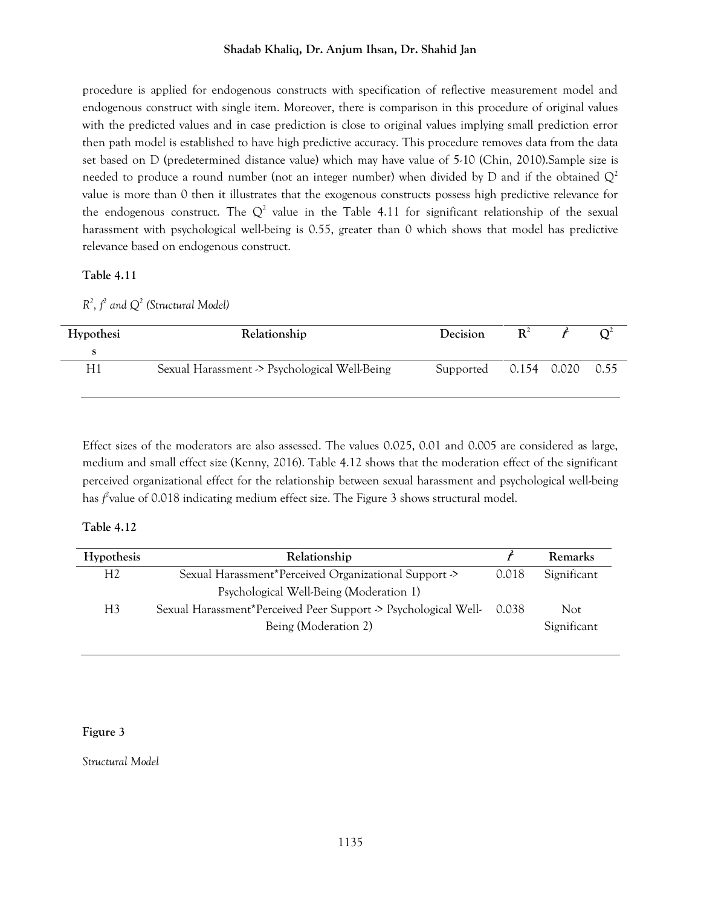procedure is applied for endogenous constructs with specification of reflective measurement model and endogenous construct with single item. Moreover, there is comparison in this procedure of original values with the predicted values and in case prediction is close to original values implying small prediction error then path model is established to have high predictive accuracy. This procedure removes data from the data set based on D (predetermined distance value) which may have value of 5-10 (Chin, 2010).Sample size is needed to produce a round number (not an integer number) when divided by D and if the obtained $Q^2$ value is more than 0 then it illustrates that the exogenous constructs possess high predictive relevance for the endogenous construct. The $Q^2$ value in the Table 4.11 for significant relationship of the sexual harassment with psychological well-being is 0.55, greater than 0 which shows that model has predictive relevance based on endogenous construct.

**Table 4.11**

*$R^2$, $f^2$ and $Q^2$ (Structural Model)*

| Hypothesis | Relationship | Decision | $R^2$ | $f^2$ | $Q^2$ |
|---|---|---|---|---|---|
| H1 | Sexual Harassment -> Psychological Well-Being | Supported | 0.154 | 0.020 | 0.55 |

Effect sizes of the moderators are also assessed. The values 0.025, 0.01 and 0.005 are considered as large, medium and small effect size (Kenny, 2016). Table 4.12 shows that the moderation effect of the significant perceived organizational effect for the relationship between sexual harassment and psychological well-being has $f^2$value of 0.018 indicating medium effect size. The Figure 3 shows structural model.

**Table 4.12**

| Hypothesis | Relationship | $f^2$ | Remarks |
|---|---|---|---|
| H2 | Sexual Harassment*Perceived Organizational Support -> Psychological Well-Being (Moderation 1) | 0.018 | Significant |
| H3 | Sexual Harassment*Perceived Peer Support -> Psychological Well-Being (Moderation 2) | 0.038 | Not Significant |

**Figure 3**

*Structural Model*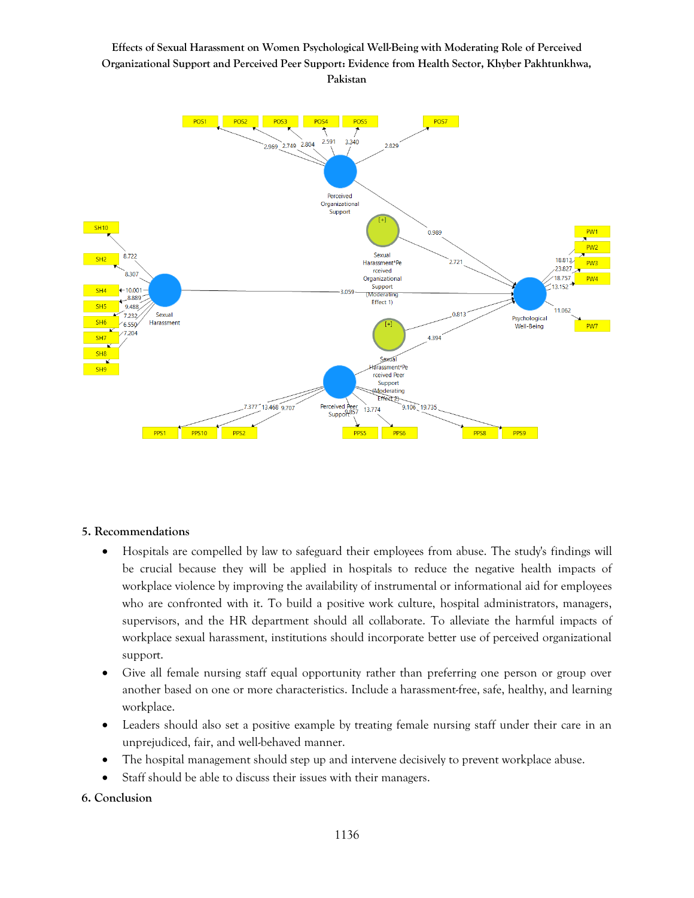## 5. Recommendations

- Hospitals are compelled by law to safeguard their employees from abuse. The study's findings will be crucial because they will be applied in hospitals to reduce the negative health impacts of workplace violence by improving the availability of instrumental or informational aid for employees who are confronted with it. To build a positive work culture, hospital administrators, managers, supervisors, and the HR department should all collaborate. To alleviate the harmful impacts of workplace sexual harassment, institutions should incorporate better use of perceived organizational support.
- Give all female nursing staff equal opportunity rather than preferring one person or group over another based on one or more characteristics. Include a harassment-free, safe, healthy, and learning workplace.
- Leaders should also set a positive example by treating female nursing staff under their care in an unprejudiced, fair, and well-behaved manner.
- The hospital management should step up and intervene decisively to prevent workplace abuse.
- Staff should be able to discuss their issues with their managers.

## 6. Conclusion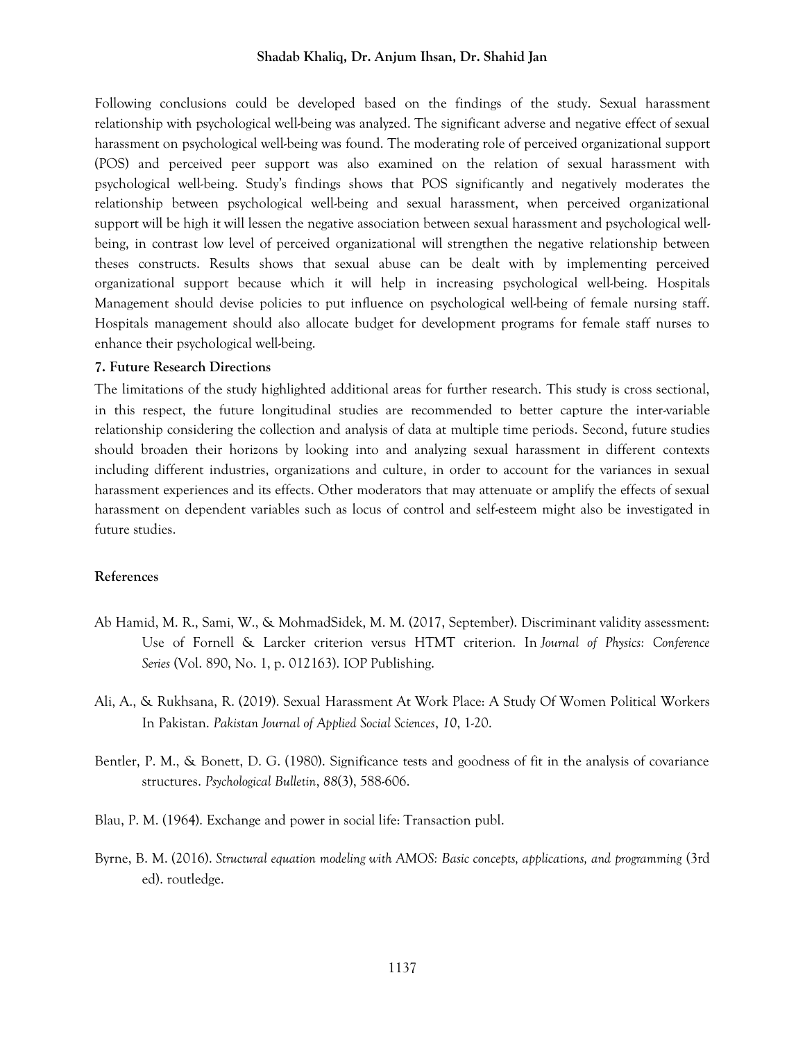Following conclusions could be developed based on the findings of the study. Sexual harassment relationship with psychological well-being was analyzed. The significant adverse and negative effect of sexual harassment on psychological well-being was found. The moderating role of perceived organizational support (POS) and perceived peer support was also examined on the relation of sexual harassment with psychological well-being. Study's findings shows that POS significantly and negatively moderates the relationship between psychological well-being and sexual harassment, when perceived organizational support will be high it will lessen the negative association between sexual harassment and psychological well-being, in contrast low level of perceived organizational will strengthen the negative relationship between theses constructs. Results shows that sexual abuse can be dealt with by implementing perceived organizational support because which it will help in increasing psychological well-being. Hospitals Management should devise policies to put influence on psychological well-being of female nursing staff. Hospitals management should also allocate budget for development programs for female staff nurses to enhance their psychological well-being.

## 7. Future Research Directions

The limitations of the study highlighted additional areas for further research. This study is cross sectional, in this respect, the future longitudinal studies are recommended to better capture the inter-variable relationship considering the collection and analysis of data at multiple time periods. Second, future studies should broaden their horizons by looking into and analyzing sexual harassment in different contexts including different industries, organizations and culture, in order to account for the variances in sexual harassment experiences and its effects. Other moderators that may attenuate or amplify the effects of sexual harassment on dependent variables such as locus of control and self-esteem might also be investigated in future studies.

## References

Ab Hamid, M. R., Sami, W., & MohmadSidek, M. M. (2017, September). Discriminant validity assessment: Use of Fornell & Larcker criterion versus HTMT criterion. In *Journal of Physics: Conference Series* (Vol. 890, No. 1, p. 012163). IOP Publishing.

Ali, A., & Rukhsana, R. (2019). Sexual Harassment At Work Place: A Study Of Women Political Workers In Pakistan. *Pakistan Journal of Applied Social Sciences*, *10*, 1-20.

Bentler, P. M., & Bonett, D. G. (1980). Significance tests and goodness of fit in the analysis of covariance structures. *Psychological Bulletin*, *88*(3), 588-606.

Blau, P. M. (1964). Exchange and power in social life: Transaction publ.

Byrne, B. M. (2016). *Structural equation modeling with AMOS: Basic concepts, applications, and programming* (3rd ed). routledge.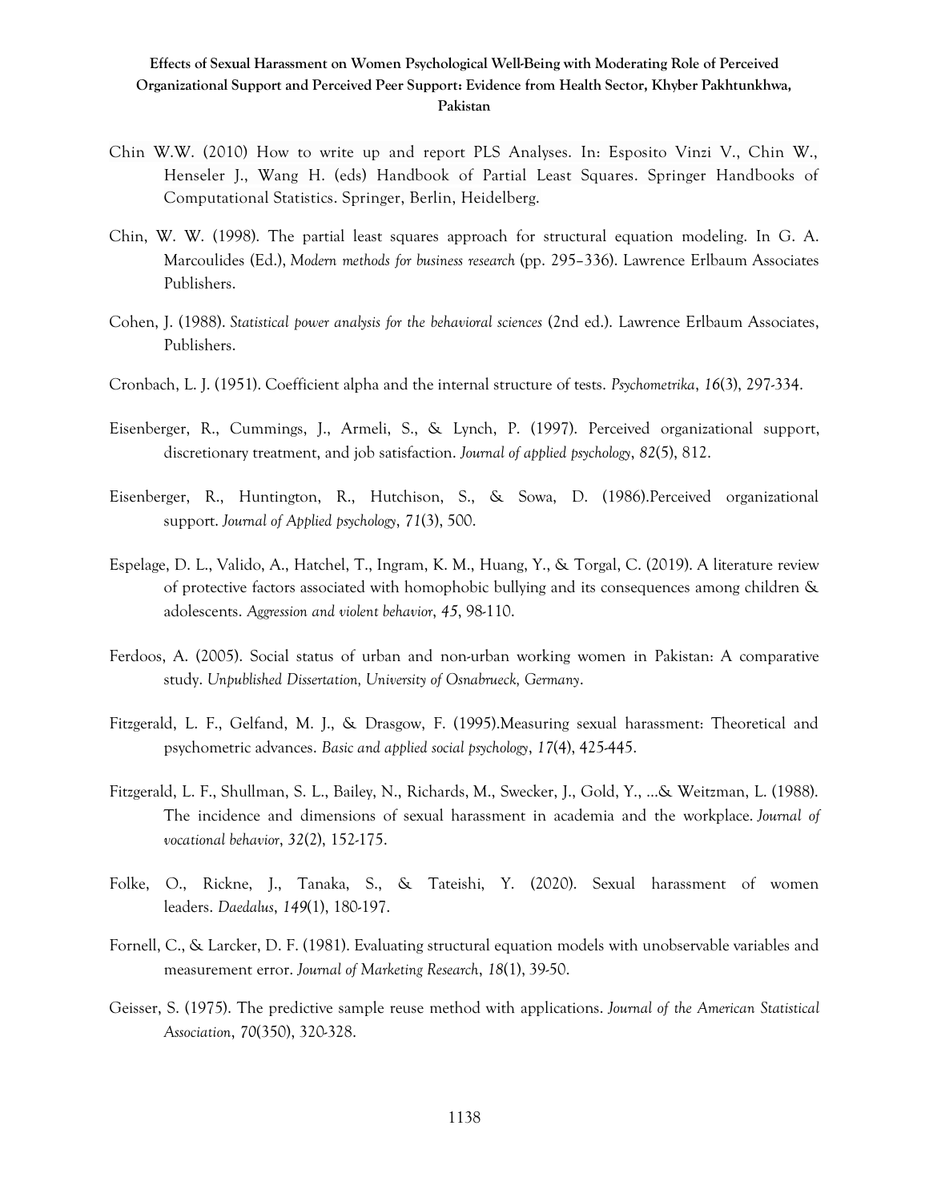Chin W.W. (2010) How to write up and report PLS Analyses. In: Esposito Vinzi V., Chin W., Henseler J., Wang H. (eds) Handbook of Partial Least Squares. Springer Handbooks of Computational Statistics. Springer, Berlin, Heidelberg.

Chin, W. W. (1998). The partial least squares approach for structural equation modeling. In G. A. Marcoulides (Ed.), *Modern methods for business research* (pp. 295–336). Lawrence Erlbaum Associates Publishers.

Cohen, J. (1988). *Statistical power analysis for the behavioral sciences* (2nd ed.). Lawrence Erlbaum Associates, Publishers.

Cronbach, L. J. (1951). Coefficient alpha and the internal structure of tests. *Psychometrika*, *16*(3), 297-334.

Eisenberger, R., Cummings, J., Armeli, S., & Lynch, P. (1997). Perceived organizational support, discretionary treatment, and job satisfaction. *Journal of applied psychology*, *82*(5), 812.

Eisenberger, R., Huntington, R., Hutchison, S., & Sowa, D. (1986).Perceived organizational support. *Journal of Applied psychology*, *71*(3), 500.

Espelage, D. L., Valido, A., Hatchel, T., Ingram, K. M., Huang, Y., & Torgal, C. (2019). A literature review of protective factors associated with homophobic bullying and its consequences among children & adolescents. *Aggression and violent behavior*, *45*, 98-110.

Ferdoos, A. (2005). Social status of urban and non-urban working women in Pakistan: A comparative study. *Unpublished Dissertation, University of Osnabrueck, Germany*.

Fitzgerald, L. F., Gelfand, M. J., & Drasgow, F. (1995).Measuring sexual harassment: Theoretical and psychometric advances. *Basic and applied social psychology*, *17*(4), 425-445.

Fitzgerald, L. F., Shullman, S. L., Bailey, N., Richards, M., Swecker, J., Gold, Y., ...& Weitzman, L. (1988). The incidence and dimensions of sexual harassment in academia and the workplace. *Journal of vocational behavior*, *32*(2), 152-175.

Folke, O., Rickne, J., Tanaka, S., & Tateishi, Y. (2020). Sexual harassment of women leaders. *Daedalus*, *149*(1), 180-197.

Fornell, C., & Larcker, D. F. (1981). Evaluating structural equation models with unobservable variables and measurement error. *Journal of Marketing Research*, *18*(1), 39-50.

Geisser, S. (1975). The predictive sample reuse method with applications. *Journal of the American Statistical Association*, *70*(350), 320-328.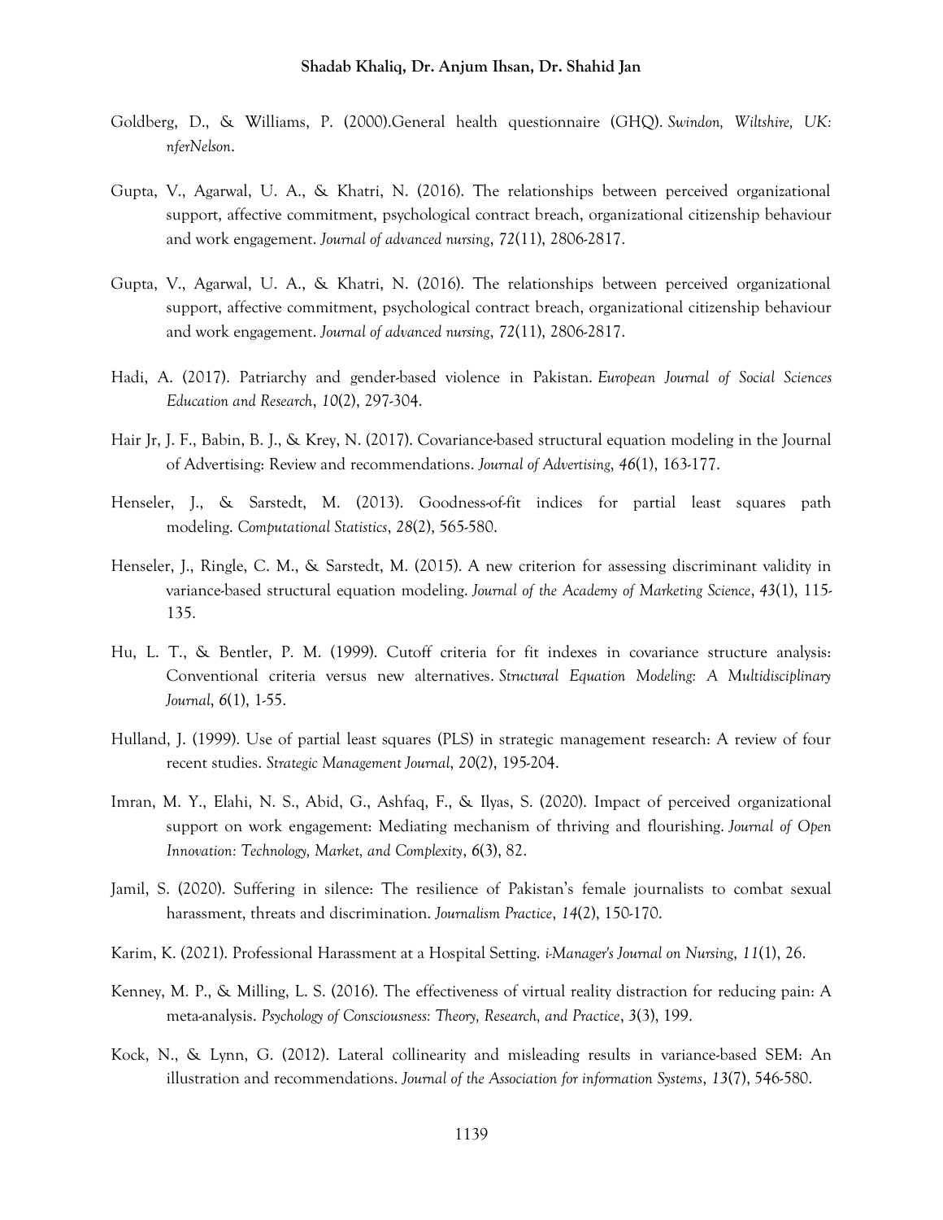Goldberg, D., & Williams, P. (2000).General health questionnaire (GHQ). *Swindon, Wiltshire, UK: nferNelson*.

Gupta, V., Agarwal, U. A., & Khatri, N. (2016). The relationships between perceived organizational support, affective commitment, psychological contract breach, organizational citizenship behaviour and work engagement. *Journal of advanced nursing*, *72*(11), 2806-2817.

Gupta, V., Agarwal, U. A., & Khatri, N. (2016). The relationships between perceived organizational support, affective commitment, psychological contract breach, organizational citizenship behaviour and work engagement. *Journal of advanced nursing*, *72*(11), 2806-2817.

Hadi, A. (2017). Patriarchy and gender-based violence in Pakistan. *European Journal of Social Sciences Education and Research*, *10*(2), 297-304.

Hair Jr, J. F., Babin, B. J., & Krey, N. (2017). Covariance-based structural equation modeling in the Journal of Advertising: Review and recommendations. *Journal of Advertising*, *46*(1), 163-177.

Henseler, J., & Sarstedt, M. (2013). Goodness-of-fit indices for partial least squares path modeling. *Computational Statistics*, *28*(2), 565-580.

Henseler, J., Ringle, C. M., & Sarstedt, M. (2015). A new criterion for assessing discriminant validity in variance-based structural equation modeling. *Journal of the Academy of Marketing Science*, *43*(1), 115-135.

Hu, L. T., & Bentler, P. M. (1999). Cutoff criteria for fit indexes in covariance structure analysis: Conventional criteria versus new alternatives. *Structural Equation Modeling: A Multidisciplinary Journal*, *6*(1), 1-55.

Hulland, J. (1999). Use of partial least squares (PLS) in strategic management research: A review of four recent studies. *Strategic Management Journal*, *20*(2), 195-204.

Imran, M. Y., Elahi, N. S., Abid, G., Ashfaq, F., & Ilyas, S. (2020). Impact of perceived organizational support on work engagement: Mediating mechanism of thriving and flourishing. *Journal of Open Innovation: Technology, Market, and Complexity*, *6*(3), 82.

Jamil, S. (2020). Suffering in silence: The resilience of Pakistan's female journalists to combat sexual harassment, threats and discrimination. *Journalism Practice*, *14*(2), 150-170.

Karim, K. (2021). Professional Harassment at a Hospital Setting. *i-Manager's Journal on Nursing*, *11*(1), 26.

Kenney, M. P., & Milling, L. S. (2016). The effectiveness of virtual reality distraction for reducing pain: A meta-analysis. *Psychology of Consciousness: Theory, Research, and Practice*, *3*(3), 199.

Kock, N., & Lynn, G. (2012). Lateral collinearity and misleading results in variance-based SEM: An illustration and recommendations. *Journal of the Association for information Systems*, *13*(7), 546-580.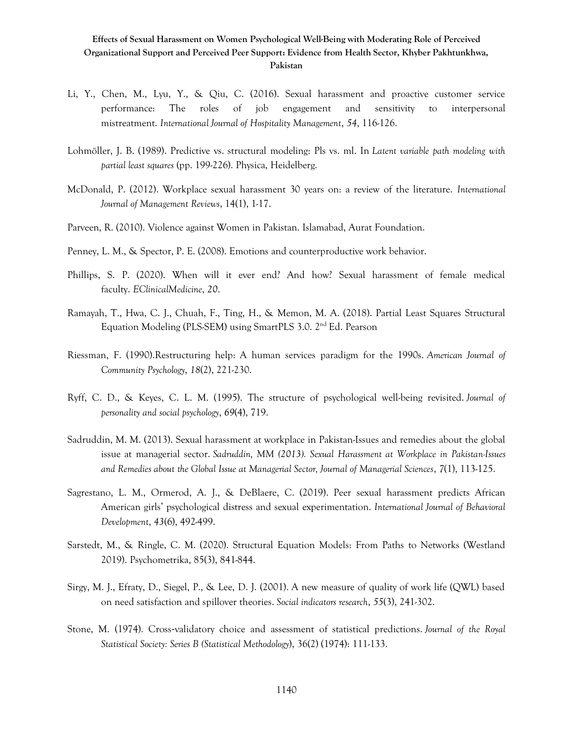Li, Y., Chen, M., Lyu, Y., & Qiu, C. (2016). Sexual harassment and proactive customer service performance: The roles of job engagement and sensitivity to interpersonal mistreatment. *International Journal of Hospitality Management*, *54*, 116-126.

Lohmöller, J. B. (1989). Predictive vs. structural modeling: Pls vs. ml. In *Latent variable path modeling with partial least squares* (pp. 199-226). Physica, Heidelberg.

McDonald, P. (2012). Workplace sexual harassment 30 years on: a review of the literature. *International Journal of Management Reviews*, 14(1), 1-17.

Parveen, R. (2010). Violence against Women in Pakistan. Islamabad, Aurat Foundation.

Penney, L. M., & Spector, P. E. (2008). Emotions and counterproductive work behavior.

Phillips, S. P. (2020). When will it ever end? And how? Sexual harassment of female medical faculty. *EClinicalMedicine*, *20*.

Ramayah, T., Hwa, C. J., Chuah, F., Ting, H., & Memon, M. A. (2018). Partial Least Squares Structural Equation Modeling (PLS-SEM) using SmartPLS 3.0. 2nd Ed. Pearson

Riessman, F. (1990).Restructuring help: A human services paradigm for the 1990s. *American Journal of Community Psychology*, *18*(2), 221-230.

Ryff, C. D., & Keyes, C. L. M. (1995). The structure of psychological well-being revisited. *Journal of personality and social psychology*, *69*(4), 719.

Sadruddin, M. M. (2013). Sexual harassment at workplace in Pakistan-Issues and remedies about the global issue at managerial sector. *Sadruddin, MM (2013). Sexual Harassment at Workplace in Pakistan-Issues and Remedies about the Global Issue at Managerial Sector, Journal of Managerial Sciences*, 7(1), 113-125.

Sagrestano, L. M., Ormerod, A. J., & DeBlaere, C. (2019). Peer sexual harassment predicts African American girls' psychological distress and sexual experimentation. *International Journal of Behavioral Development*, *43*(6), 492-499.

Sarstedt, M., & Ringle, C. M. (2020). Structural Equation Models: From Paths to Networks (Westland 2019). Psychometrika, 85(3), 841-844.

Sirgy, M. J., Efraty, D., Siegel, P., & Lee, D. J. (2001). A new measure of quality of work life (QWL) based on need satisfaction and spillover theories. *Social indicators research*, *55*(3), 241-302.

Stone, M. (1974). Cross-validatory choice and assessment of statistical predictions. *Journal of the Royal Statistical Society: Series B (Statistical Methodology*), 36(2) (1974): 111-133.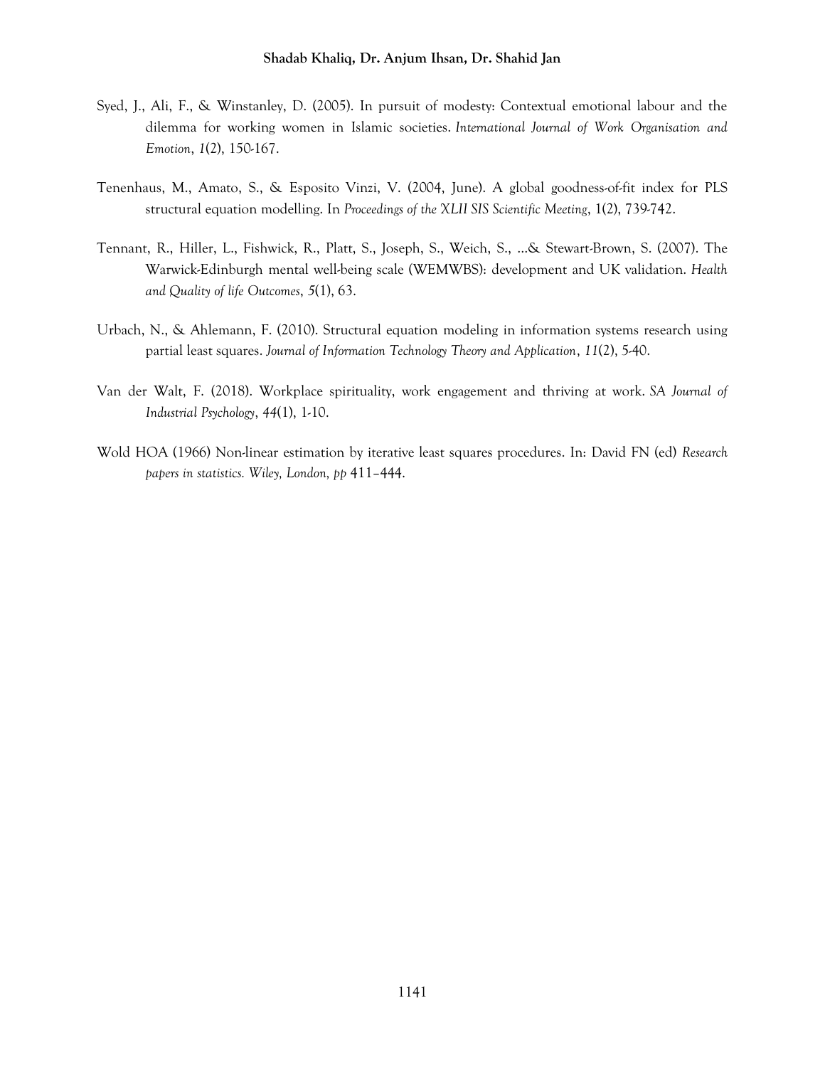Syed, J., Ali, F., & Winstanley, D. (2005). In pursuit of modesty: Contextual emotional labour and the dilemma for working women in Islamic societies. *International Journal of Work Organisation and Emotion*, *1*(2), 150-167.

Tenenhaus, M., Amato, S., & Esposito Vinzi, V. (2004, June). A global goodness-of-fit index for PLS structural equation modelling. In *Proceedings of the XLII SIS Scientific Meeting*, 1(2), 739-742.

Tennant, R., Hiller, L., Fishwick, R., Platt, S., Joseph, S., Weich, S., ...& Stewart-Brown, S. (2007). The Warwick-Edinburgh mental well-being scale (WEMWBS): development and UK validation. *Health and Quality of life Outcomes*, *5*(1), 63.

Urbach, N., & Ahlemann, F. (2010). Structural equation modeling in information systems research using partial least squares. *Journal of Information Technology Theory and Application*, *11*(2), 5-40.

Van der Walt, F. (2018). Workplace spirituality, work engagement and thriving at work. *SA Journal of Industrial Psychology*, *44*(1), 1-10.

Wold HOA (1966) Non-linear estimation by iterative least squares procedures. In: David FN (ed) *Research papers in statistics. Wiley, London, pp* 411–444.